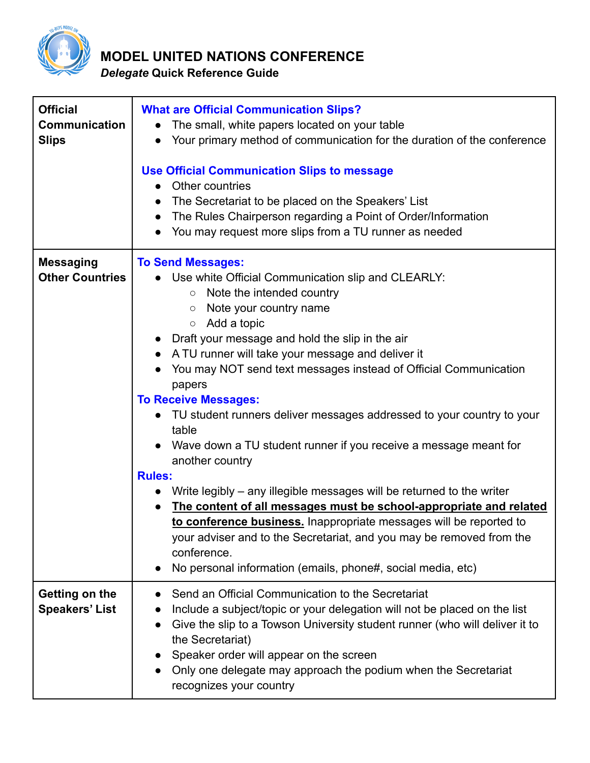# MODEL UNITED NATIONS CONFERENCE

***Delegate* Quick Reference Guide**

| | |
|---|---|
| **Official Communication Slips** | **What are Official Communication Slips?**<br>• The small, white papers located on your table<br>• Your primary method of communication for the duration of the conference<br><br>**Use Official Communication Slips to message**<br>• Other countries<br>• The Secretariat to be placed on the Speakers' List<br>• The Rules Chairperson regarding a Point of Order/Information<br>• You may request more slips from a TU runner as needed |
| **Messaging Other Countries** | **To Send Messages:**<br>• Use white Official Communication slip and CLEARLY:<br>&nbsp;&nbsp;&nbsp;&nbsp;○ Note the intended country<br>&nbsp;&nbsp;&nbsp;&nbsp;○ Note your country name<br>&nbsp;&nbsp;&nbsp;&nbsp;○ Add a topic<br>• Draft your message and hold the slip in the air<br>• A TU runner will take your message and deliver it<br>• You may NOT send text messages instead of Official Communication papers<br>**To Receive Messages:**<br>• TU student runners deliver messages addressed to your country to your table<br>• Wave down a TU student runner if you receive a message meant for another country<br>**Rules:**<br>• Write legibly – any illegible messages will be returned to the writer<br>• **<u>The content of all messages must be school-appropriate and related to conference business.</u>** Inappropriate messages will be reported to your adviser and to the Secretariat, and you may be removed from the conference.<br>• No personal information (emails, phone#, social media, etc) |
| **Getting on the Speakers' List** | • Send an Official Communication to the Secretariat<br>• Include a subject/topic or your delegation will not be placed on the list<br>• Give the slip to a Towson University student runner (who will deliver it to the Secretariat)<br>• Speaker order will appear on the screen<br>• Only one delegate may approach the podium when the Secretariat recognizes your country |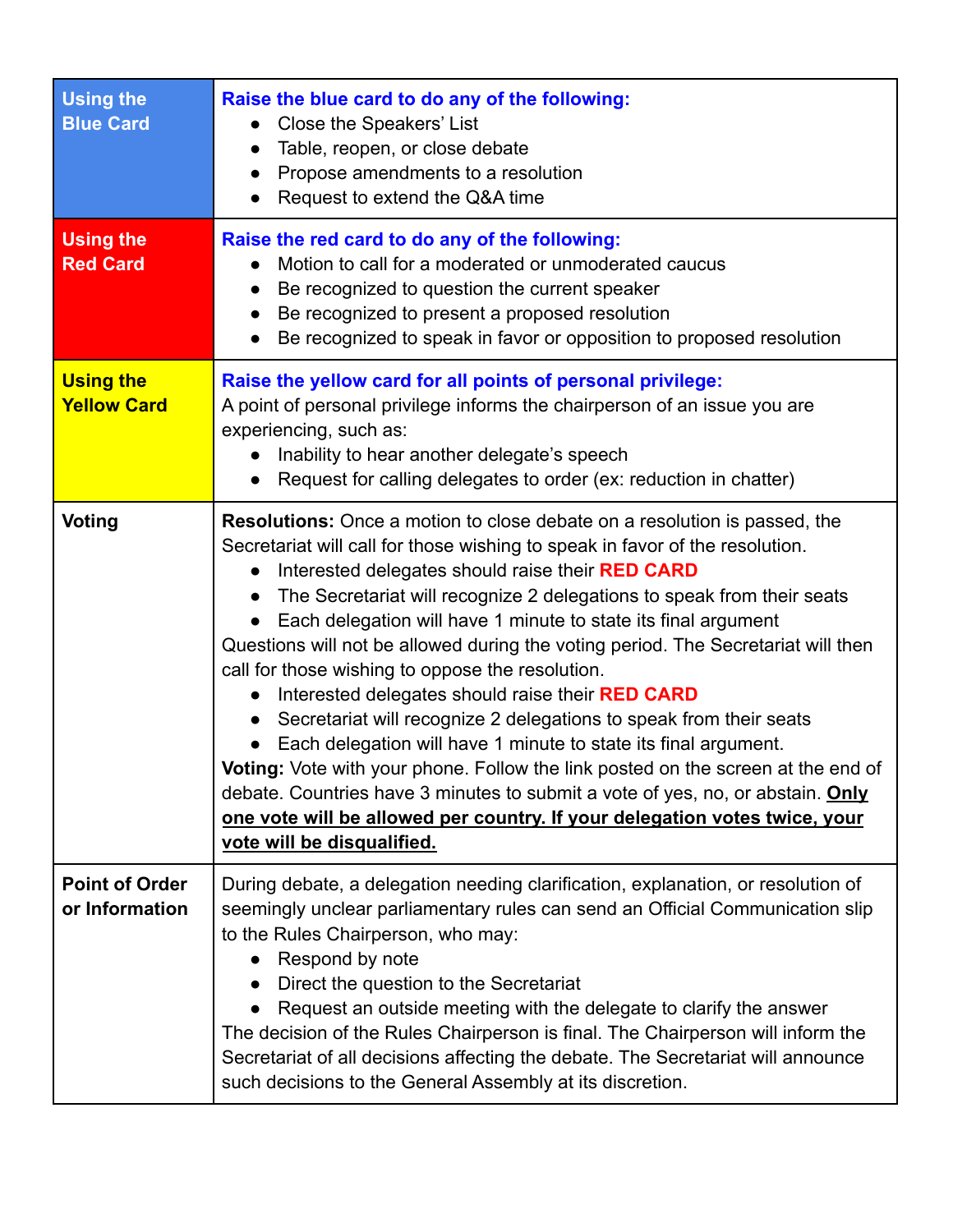| | |
|---|---|
| **Using the Blue Card** | **Raise the blue card to do any of the following:**<br>• Close the Speakers' List<br>• Table, reopen, or close debate<br>• Propose amendments to a resolution<br>• Request to extend the Q&A time |
| **Using the Red Card** | **Raise the red card to do any of the following:**<br>• Motion to call for a moderated or unmoderated caucus<br>• Be recognized to question the current speaker<br>• Be recognized to present a proposed resolution<br>• Be recognized to speak in favor or opposition to proposed resolution |
| **Using the Yellow Card** | **Raise the yellow card for all points of personal privilege:**<br>A point of personal privilege informs the chairperson of an issue you are experiencing, such as:<br>• Inability to hear another delegate's speech<br>• Request for calling delegates to order (ex: reduction in chatter) |
| **Voting** | **Resolutions:** Once a motion to close debate on a resolution is passed, the Secretariat will call for those wishing to speak in favor of the resolution.<br>• Interested delegates should raise their **RED CARD**<br>• The Secretariat will recognize 2 delegations to speak from their seats<br>• Each delegation will have 1 minute to state its final argument<br>Questions will not be allowed during the voting period. The Secretariat will then call for those wishing to oppose the resolution.<br>• Interested delegates should raise their **RED CARD**<br>• Secretariat will recognize 2 delegations to speak from their seats<br>• Each delegation will have 1 minute to state its final argument.<br>**Voting:** Vote with your phone. Follow the link posted on the screen at the end of debate. Countries have 3 minutes to submit a vote of yes, no, or abstain. **Only one vote will be allowed per country. If your delegation votes twice, your vote will be disqualified.** |
| **Point of Order or Information** | During debate, a delegation needing clarification, explanation, or resolution of seemingly unclear parliamentary rules can send an Official Communication slip to the Rules Chairperson, who may:<br>• Respond by note<br>• Direct the question to the Secretariat<br>• Request an outside meeting with the delegate to clarify the answer<br>The decision of the Rules Chairperson is final. The Chairperson will inform the Secretariat of all decisions affecting the debate. The Secretariat will announce such decisions to the General Assembly at its discretion. |